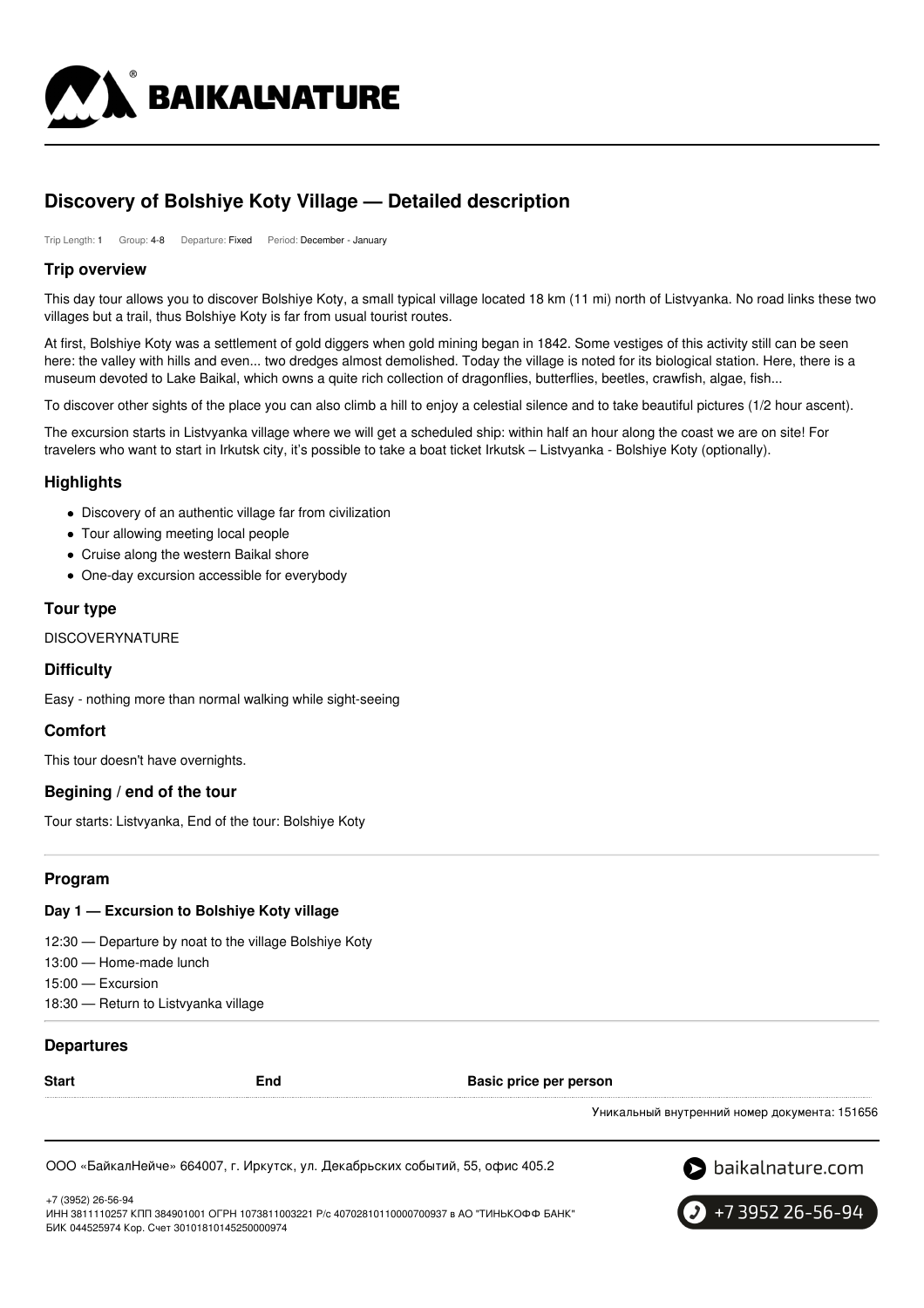# Discovery of Bolshiye Koty Village — Detailed description

Trip Length: 1 Group: 4-8 Departure: Fixed Period: December - January

## Trip overview

This day tour allows you to discover Bolshiye Koty, a small typical village located 18 km (11 mi) north of Listvyanka. No road links these two villages but a trail, thus Bolshiye Koty is far from usual tourist routes.

At first, Bolshiye Koty was a settlement of gold diggers when gold mining began in 1842. Some vestiges of this activity still can be seen here: the valley with hills and even... two dredges almost demolished. Today the village is noted for its biological station. Here, there is a museum devoted to Lake Baikal, which owns a quite rich collection of dragonflies, butterflies, beetles, crawfish, algae, fish...

To discover other sights of the place you can also climb a hill to enjoy a celestial silence and to take beautiful pictures (1/2 hour ascent).

The excursion starts in Listvyanka village where we will get a scheduled ship: within half an hour along the coast we are on site! For travelers who want to start in Irkutsk city, it's possible to take a boat ticket Irkutsk – Listvyanka - Bolshiye Koty (optionally).

## Highlights

- Discovery of an authentic village far from civilization
- Tour allowing meeting local people
- Cruise along the western Baikal shore
- One-day excursion accessible for everybody

## Tour type

DISCOVERYNATURE

## Difficulty

Easy - nothing more than normal walking while sight-seeing

## Comfort

This tour doesn't have overnights.

## Begining / end of the tour

Tour starts: Listvyanka, End of the tour: Bolshiye Koty

## Program

### Day 1 — Excursion to Bolshiye Koty village

12:30 — Departure by noat to the village Bolshiye Koty
13:00 — Home-made lunch
15:00 — Excursion
18:30 — Return to Listvyanka village

## Departures

| Start | End | Basic price per person |
|---|---|---|

Уникальный внутренний номер документа: 151656

ООО «БайкалНейче» 664007, г. Иркутск, ул. Декабрьских событий, 55, офис 405.2

+7 (3952) 26-56-94
ИНН 3811110257 КПП 384901001 ОГРН 1073811003221 Р/с 40702810110000700937 в АО "ТИНЬКОФФ БАНК"
БИК 044525974 Кор. Счет 30101810145250000974

baikalnature.com

+7 3952 26-56-94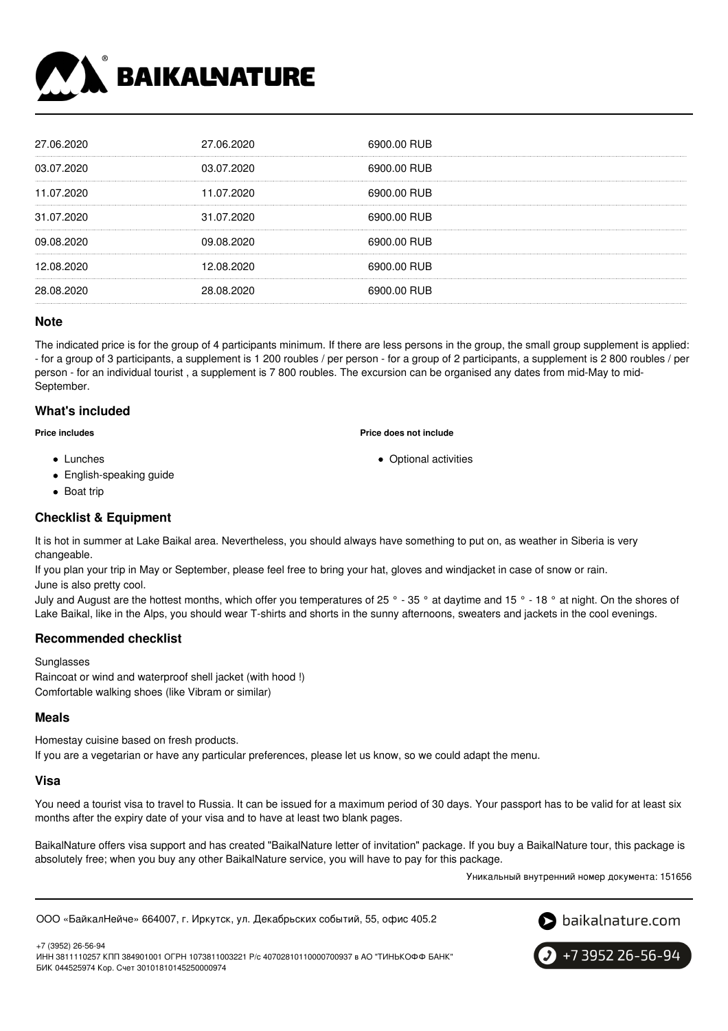| | | |
|---|---|---|
| 27.06.2020 | 27.06.2020 | 6900.00 RUB |
| 03.07.2020 | 03.07.2020 | 6900.00 RUB |
| 11.07.2020 | 11.07.2020 | 6900.00 RUB |
| 31.07.2020 | 31.07.2020 | 6900.00 RUB |
| 09.08.2020 | 09.08.2020 | 6900.00 RUB |
| 12.08.2020 | 12.08.2020 | 6900.00 RUB |
| 28.08.2020 | 28.08.2020 | 6900.00 RUB |

## Note

The indicated price is for the group of 4 participants minimum. If there are less persons in the group, the small group supplement is applied: - for a group of 3 participants, a supplement is 1 200 roubles / per person - for a group of 2 participants, a supplement is 2 800 roubles / per person - for an individual tourist , a supplement is 7 800 roubles. The excursion can be organised any dates from mid-May to mid-September.

## What's included

**Price includes**

- Lunches
- English-speaking guide
- Boat trip

**Price does not include**

- Optional activities

## Checklist & Equipment

It is hot in summer at Lake Baikal area. Nevertheless, you should always have something to put on, as weather in Siberia is very changeable.
If you plan your trip in May or September, please feel free to bring your hat, gloves and windjacket in case of snow or rain.
June is also pretty cool.
July and August are the hottest months, which offer you temperatures of 25 ° - 35 ° at daytime and 15 ° - 18 ° at night. On the shores of Lake Baikal, like in the Alps, you should wear T-shirts and shorts in the sunny afternoons, sweaters and jackets in the cool evenings.

## Recommended checklist

Sunglasses
Raincoat or wind and waterproof shell jacket (with hood !)
Comfortable walking shoes (like Vibram or similar)

## Meals

Homestay cuisine based on fresh products.
If you are a vegetarian or have any particular preferences, please let us know, so we could adapt the menu.

## Visa

You need a tourist visa to travel to Russia. It can be issued for a maximum period of 30 days. Your passport has to be valid for at least six months after the expiry date of your visa and to have at least two blank pages.

BaikalNature offers visa support and has created "BaikalNature letter of invitation" package. If you buy a BaikalNature tour, this package is absolutely free; when you buy any other BaikalNature service, you will have to pay for this package.

Уникальный внутренний номер документа: 151656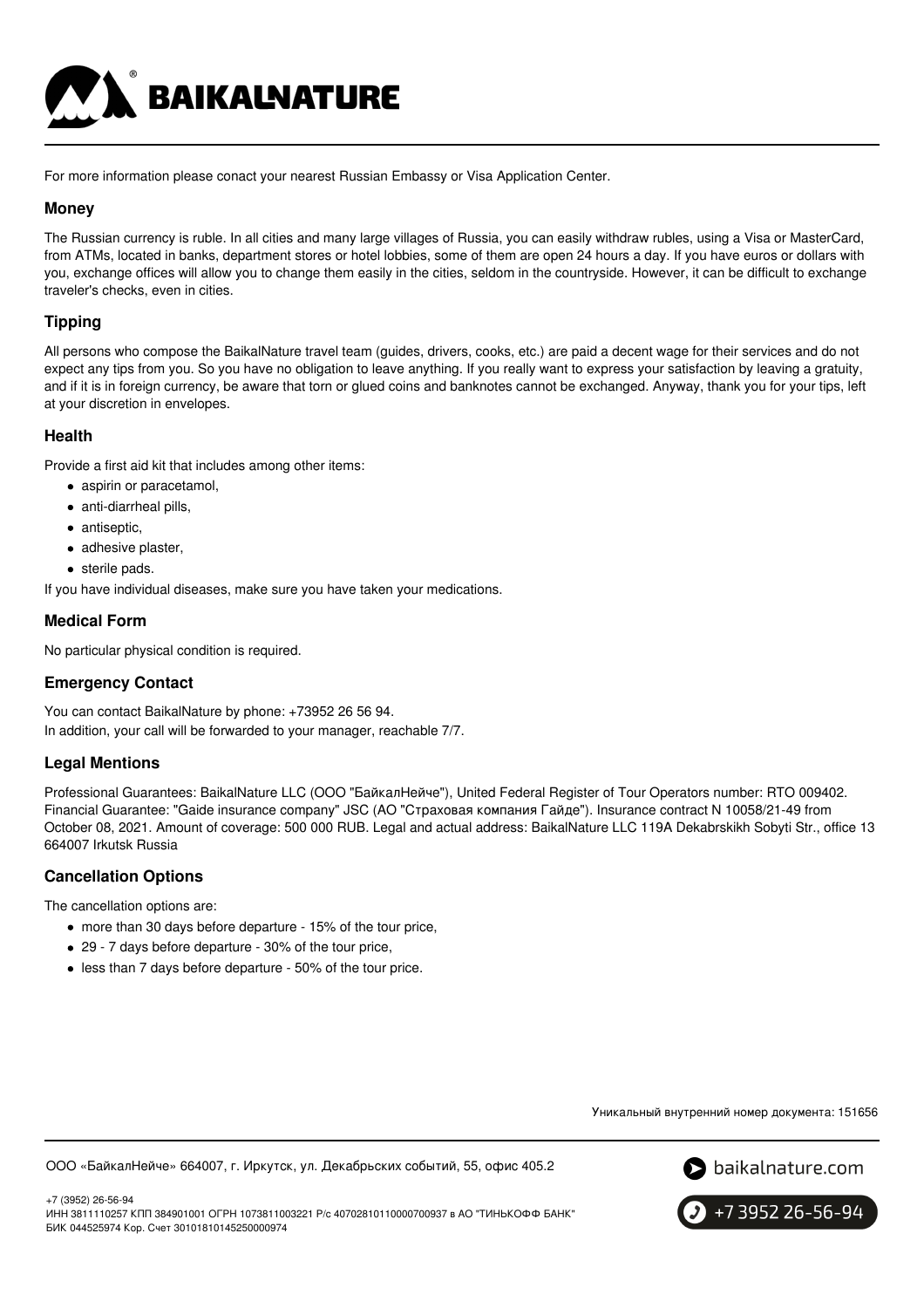For more information please conact your nearest Russian Embassy or Visa Application Center.

### Money

The Russian currency is ruble. In all cities and many large villages of Russia, you can easily withdraw rubles, using a Visa or MasterCard, from ATMs, located in banks, department stores or hotel lobbies, some of them are open 24 hours a day. If you have euros or dollars with you, exchange offices will allow you to change them easily in the cities, seldom in the countryside. However, it can be difficult to exchange traveler's checks, even in cities.

### Tipping

All persons who compose the BaikalNature travel team (guides, drivers, cooks, etc.) are paid a decent wage for their services and do not expect any tips from you. So you have no obligation to leave anything. If you really want to express your satisfaction by leaving a gratuity, and if it is in foreign currency, be aware that torn or glued coins and banknotes cannot be exchanged. Anyway, thank you for your tips, left at your discretion in envelopes.

### Health

Provide a first aid kit that includes among other items:

- aspirin or paracetamol,
- anti-diarrheal pills,
- antiseptic,
- adhesive plaster,
- sterile pads.

If you have individual diseases, make sure you have taken your medications.

### Medical Form

No particular physical condition is required.

### Emergency Contact

You can contact BaikalNature by phone: +73952 26 56 94.
In addition, your call will be forwarded to your manager, reachable 7/7.

### Legal Mentions

Professional Guarantees: BaikalNature LLC (ООО "БайкалНейче"), United Federal Register of Tour Operators number: RTO 009402. Financial Guarantee: "Gaide insurance company" JSC (АО "Страховая компания Гайде"). Insurance contract N 10058/21-49 from October 08, 2021. Amount of coverage: 500 000 RUB. Legal and actual address: BaikalNature LLC 119A Dekabrskikh Sobyti Str., office 13 664007 Irkutsk Russia

### Cancellation Options

The cancellation options are:

- more than 30 days before departure - 15% of the tour price,
- 29 - 7 days before departure - 30% of the tour price,
- less than 7 days before departure - 50% of the tour price.

Уникальный внутренний номер документа: 151656